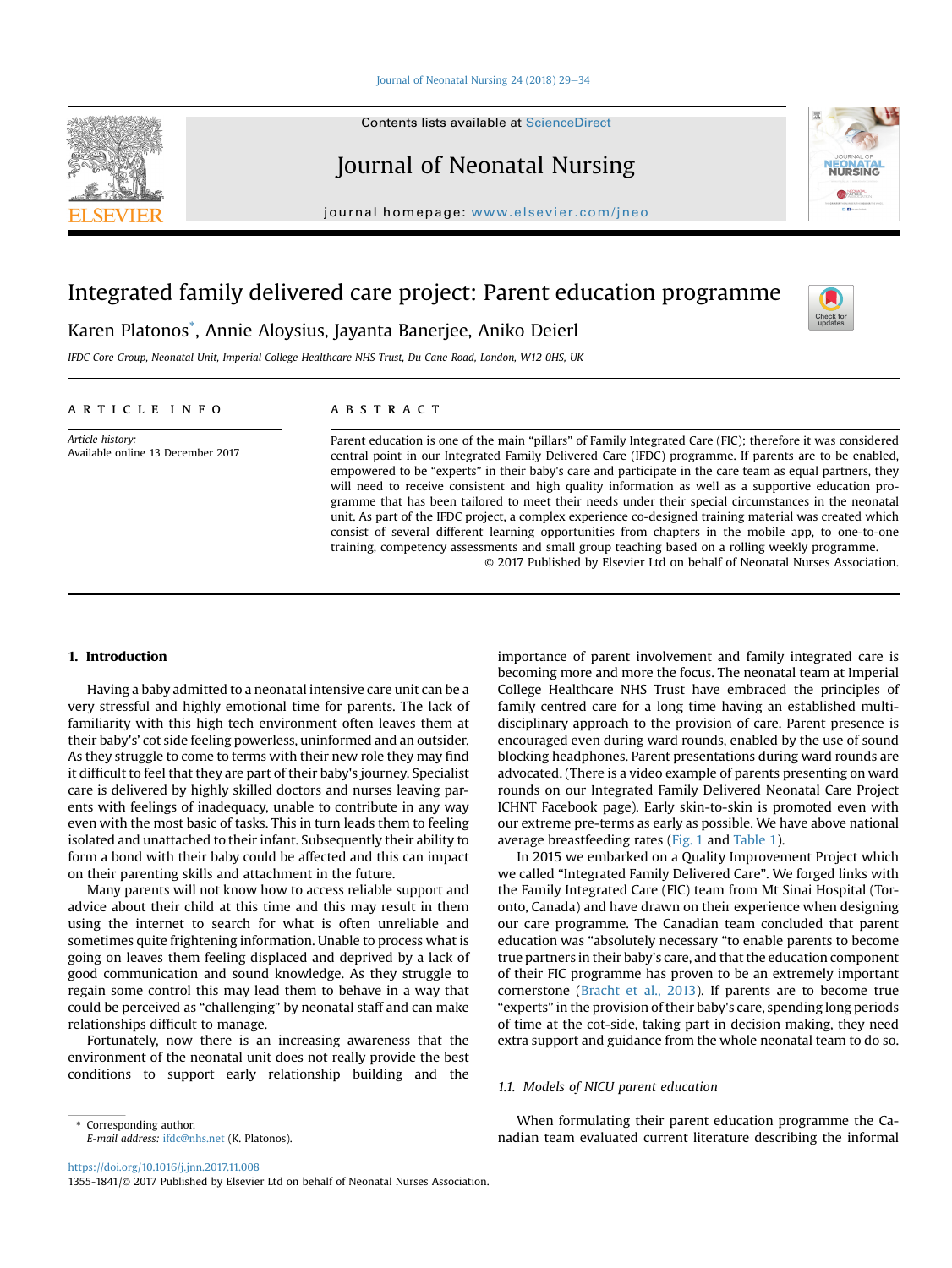# Integrated family delivered care project: Parent education programme

Karen Platonos*, Annie Aloysius, Jayanta Banerjee, Aniko Deierl

*IFDC Core Group, Neonatal Unit, Imperial College Healthcare NHS Trust, Du Cane Road, London, W12 0HS, UK*

## ARTICLE INFO

*Article history:*
Available online 13 December 2017

## ABSTRACT

Parent education is one of the main "pillars" of Family Integrated Care (FIC); therefore it was considered central point in our Integrated Family Delivered Care (IFDC) programme. If parents are to be enabled, empowered to be "experts" in their baby's care and participate in the care team as equal partners, they will need to receive consistent and high quality information as well as a supportive education programme that has been tailored to meet their needs under their special circumstances in the neonatal unit. As part of the IFDC project, a complex experience co-designed training material was created which consist of several different learning opportunities from chapters in the mobile app, to one-to-one training, competency assessments and small group teaching based on a rolling weekly programme.

© 2017 Published by Elsevier Ltd on behalf of Neonatal Nurses Association.

## 1. Introduction

Having a baby admitted to a neonatal intensive care unit can be a very stressful and highly emotional time for parents. The lack of familiarity with this high tech environment often leaves them at their baby's' cot side feeling powerless, uninformed and an outsider. As they struggle to come to terms with their new role they may find it difficult to feel that they are part of their baby's journey. Specialist care is delivered by highly skilled doctors and nurses leaving parents with feelings of inadequacy, unable to contribute in any way even with the most basic of tasks. This in turn leads them to feeling isolated and unattached to their infant. Subsequently their ability to form a bond with their baby could be affected and this can impact on their parenting skills and attachment in the future.

Many parents will not know how to access reliable support and advice about their child at this time and this may result in them using the internet to search for what is often unreliable and sometimes quite frightening information. Unable to process what is going on leaves them feeling displaced and deprived by a lack of good communication and sound knowledge. As they struggle to regain some control this may lead them to behave in a way that could be perceived as "challenging" by neonatal staff and can make relationships difficult to manage.

Fortunately, now there is an increasing awareness that the environment of the neonatal unit does not really provide the best conditions to support early relationship building and the importance of parent involvement and family integrated care is becoming more and more the focus. The neonatal team at Imperial College Healthcare NHS Trust have embraced the principles of family centred care for a long time having an established multidisciplinary approach to the provision of care. Parent presence is encouraged even during ward rounds, enabled by the use of sound blocking headphones. Parent presentations during ward rounds are advocated. (There is a video example of parents presenting on ward rounds on our Integrated Family Delivered Neonatal Care Project ICHNT Facebook page). Early skin-to-skin is promoted even with our extreme pre-terms as early as possible. We have above national average breastfeeding rates (Fig. 1 and Table 1).

In 2015 we embarked on a Quality Improvement Project which we called "Integrated Family Delivered Care". We forged links with the Family Integrated Care (FIC) team from Mt Sinai Hospital (Toronto, Canada) and have drawn on their experience when designing our care programme. The Canadian team concluded that parent education was "absolutely necessary "to enable parents to become true partners in their baby's care, and that the education component of their FIC programme has proven to be an extremely important cornerstone (Bracht et al., 2013). If parents are to become true "experts" in the provision of their baby's care, spending long periods of time at the cot-side, taking part in decision making, they need extra support and guidance from the whole neonatal team to do so.

### 1.1. Models of NICU parent education

When formulating their parent education programme the Canadian team evaluated current literature describing the informal

\* Corresponding author.
*E-mail address:* ifdc@nhs.net (K. Platonos).

https://doi.org/10.1016/j.jnn.2017.11.008
1355-1841/© 2017 Published by Elsevier Ltd on behalf of Neonatal Nurses Association.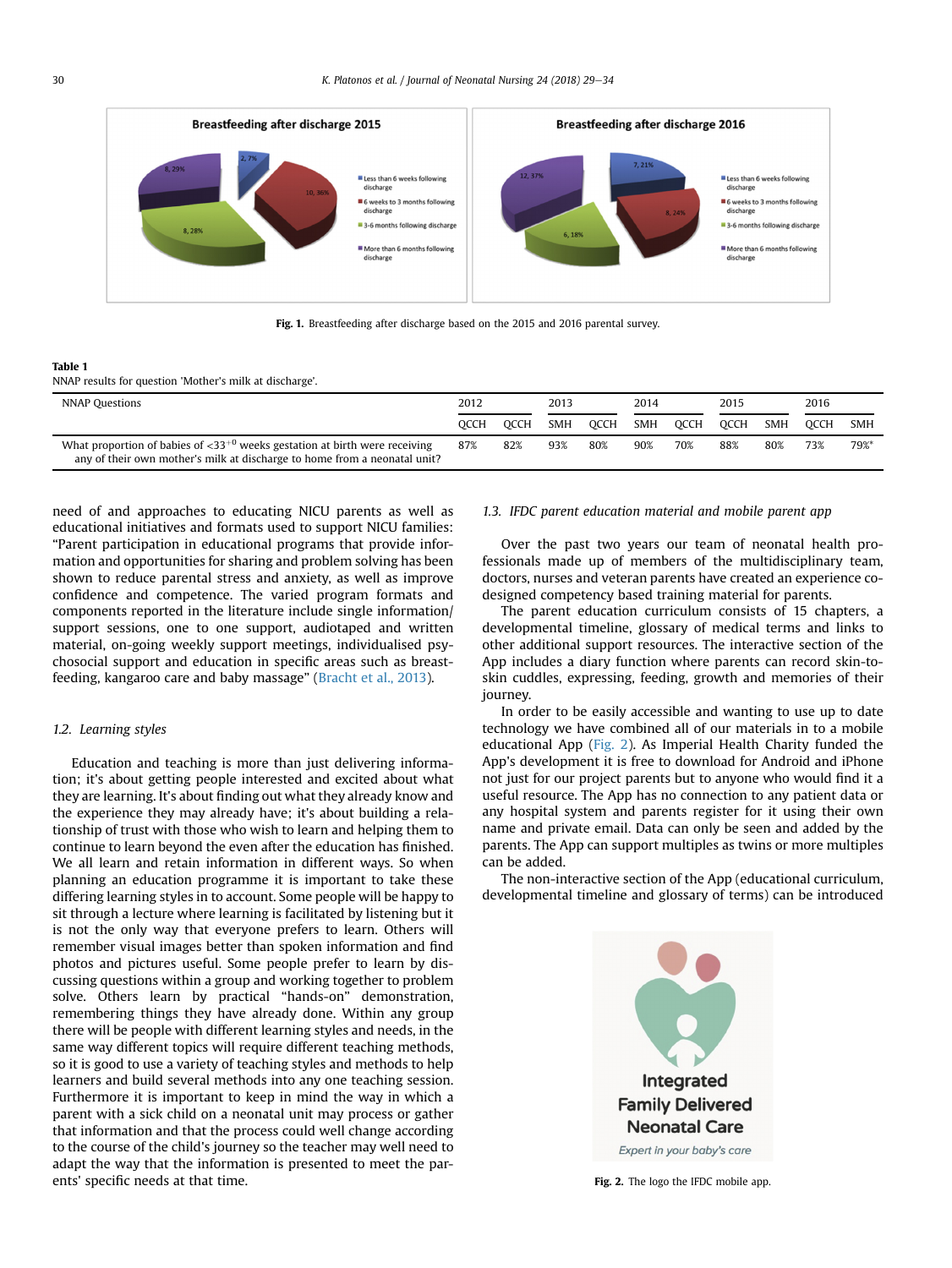Fig. 1. Breastfeeding after discharge based on the 2015 and 2016 parental survey.

**Table 1**
NNAP results for question 'Mother's milk at discharge'.

| NNAP Questions | 2012 | | 2013 | | 2014 | | 2015 | | 2016 | |
|---|---|---|---|---|---|---|---|---|---|---|
| | QCCH | QCCH | SMH | QCCH | SMH | QCCH | QCCH | SMH | QCCH | SMH |
| What proportion of babies of $<33^{+0}$ weeks gestation at birth were receiving any of their own mother's milk at discharge to home from a neonatal unit? | 87% | 82% | 93% | 80% | 90% | 70% | 88% | 80% | 73% | 79%* |

need of and approaches to educating NICU parents as well as educational initiatives and formats used to support NICU families: "Parent participation in educational programs that provide information and opportunities for sharing and problem solving has been shown to reduce parental stress and anxiety, as well as improve confidence and competence. The varied program formats and components reported in the literature include single information/support sessions, one to one support, audiotaped and written material, on-going weekly support meetings, individualised psychosocial support and education in specific areas such as breastfeeding, kangaroo care and baby massage" (Bracht et al., 2013).

### 1.2. Learning styles

Education and teaching is more than just delivering information; it's about getting people interested and excited about what they are learning. It's about finding out what they already know and the experience they may already have; it's about building a relationship of trust with those who wish to learn and helping them to continue to learn beyond the even after the education has finished. We all learn and retain information in different ways. So when planning an education programme it is important to take these differing learning styles in to account. Some people will be happy to sit through a lecture where learning is facilitated by listening but it is not the only way that everyone prefers to learn. Others will remember visual images better than spoken information and find photos and pictures useful. Some people prefer to learn by discussing questions within a group and working together to problem solve. Others learn by practical "hands-on" demonstration, remembering things they have already done. Within any group there will be people with different learning styles and needs, in the same way different topics will require different teaching methods, so it is good to use a variety of teaching styles and methods to help learners and build several methods into any one teaching session. Furthermore it is important to keep in mind the way in which a parent with a sick child on a neonatal unit may process or gather that information and that the process could well change according to the course of the child's journey so the teacher may well need to adapt the way that the information is presented to meet the parents' specific needs at that time.

### 1.3. IFDC parent education material and mobile parent app

Over the past two years our team of neonatal health professionals made up of members of the multidisciplinary team, doctors, nurses and veteran parents have created an experience co-designed competency based training material for parents.

The parent education curriculum consists of 15 chapters, a developmental timeline, glossary of medical terms and links to other additional support resources. The interactive section of the App includes a diary function where parents can record skin-to-skin cuddles, expressing, feeding, growth and memories of their journey.

In order to be easily accessible and wanting to use up to date technology we have combined all of our materials in to a mobile educational App (Fig. 2). As Imperial Health Charity funded the App's development it is free to download for Android and iPhone not just for our project parents but to anyone who would find it a useful resource. The App has no connection to any patient data or any hospital system and parents register for it using their own name and private email. Data can only be seen and added by the parents. The App can support multiples as twins or more multiples can be added.

The non-interactive section of the App (educational curriculum, developmental timeline and glossary of terms) can be introduced

Fig. 2. The logo the IFDC mobile app.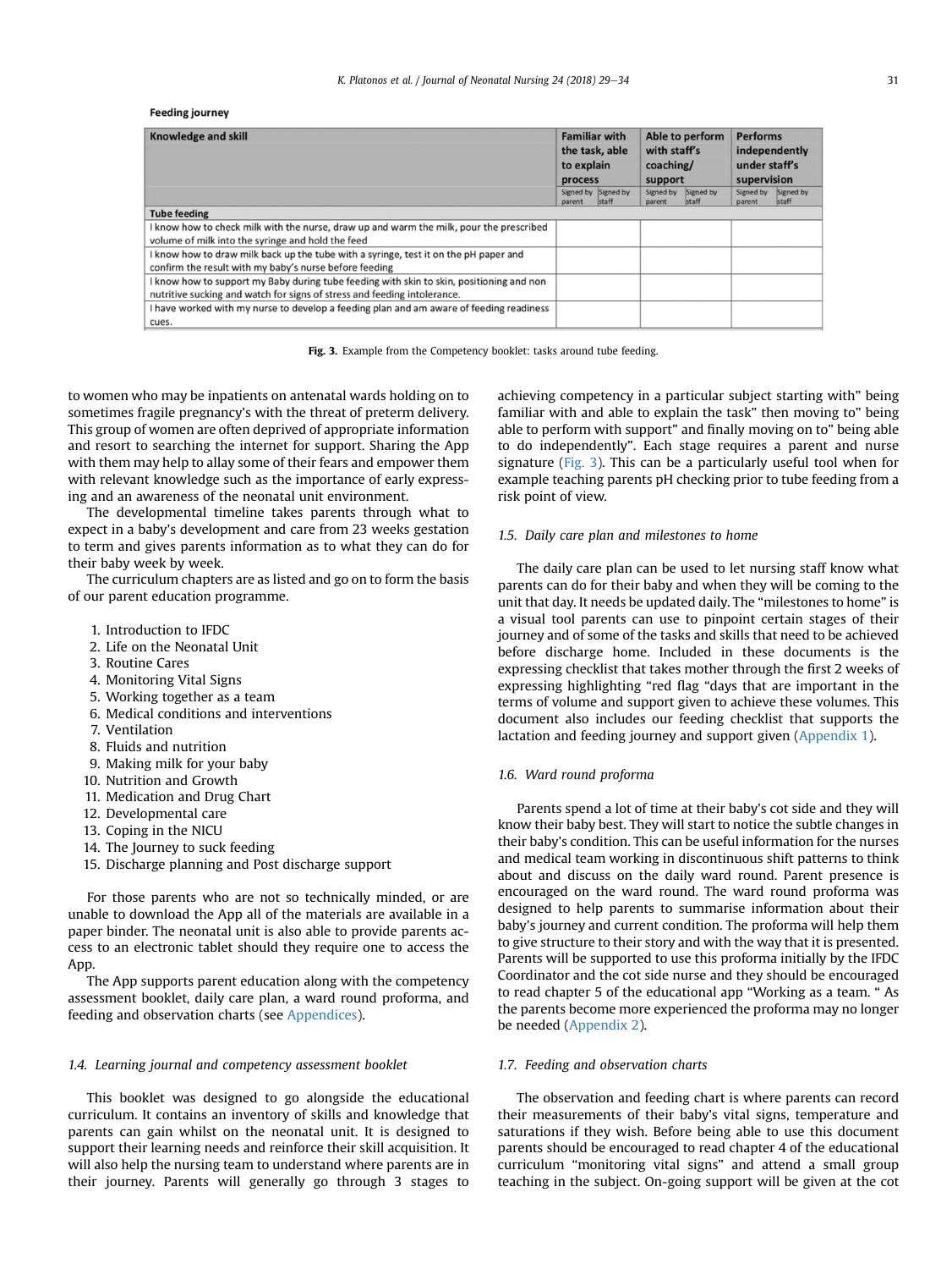**Feeding journey**

| Knowledge and skill | Familiar with the task, able to explain process | | Able to perform with staff's coaching/support | | Performs independently under staff's supervision | |
|---|---|---|---|---|---|---|
| | Signed by parent | Signed by staff | Signed by parent | Signed by staff | Signed by parent | Signed by staff |
| **Tube feeding** | | | | | | |
| I know how to check milk with the nurse, draw up and warm the milk, pour the prescribed volume of milk into the syringe and hold the feed | | | | | | |
| I know how to draw milk back up the tube with a syringe, test it on the pH paper and confirm the result with my baby's nurse before feeding | | | | | | |
| I know how to support my Baby during tube feeding with skin to skin, positioning and non nutritive sucking and watch for signs of stress and feeding intolerance. | | | | | | |
| I have worked with my nurse to develop a feeding plan and am aware of feeding readiness cues. | | | | | | |

**Fig. 3.** Example from the Competency booklet: tasks around tube feeding.

to women who may be inpatients on antenatal wards holding on to sometimes fragile pregnancy's with the threat of preterm delivery. This group of women are often deprived of appropriate information and resort to searching the internet for support. Sharing the App with them may help to allay some of their fears and empower them with relevant knowledge such as the importance of early expressing and an awareness of the neonatal unit environment.

The developmental timeline takes parents through what to expect in a baby's development and care from 23 weeks gestation to term and gives parents information as to what they can do for their baby week by week.

The curriculum chapters are as listed and go on to form the basis of our parent education programme.

1. Introduction to IFDC
2. Life on the Neonatal Unit
3. Routine Cares
4. Monitoring Vital Signs
5. Working together as a team
6. Medical conditions and interventions
7. Ventilation
8. Fluids and nutrition
9. Making milk for your baby
10. Nutrition and Growth
11. Medication and Drug Chart
12. Developmental care
13. Coping in the NICU
14. The Journey to suck feeding
15. Discharge planning and Post discharge support

For those parents who are not so technically minded, or are unable to download the App all of the materials are available in a paper binder. The neonatal unit is also able to provide parents access to an electronic tablet should they require one to access the App.

The App supports parent education along with the competency assessment booklet, daily care plan, a ward round proforma, and feeding and observation charts (see Appendices).

### 1.4. Learning journal and competency assessment booklet

This booklet was designed to go alongside the educational curriculum. It contains an inventory of skills and knowledge that parents can gain whilst on the neonatal unit. It is designed to support their learning needs and reinforce their skill acquisition. It will also help the nursing team to understand where parents are in their journey. Parents will generally go through 3 stages to achieving competency in a particular subject starting with" being familiar with and able to explain the task" then moving to" being able to perform with support" and finally moving on to" being able to do independently". Each stage requires a parent and nurse signature (Fig. 3). This can be a particularly useful tool when for example teaching parents pH checking prior to tube feeding from a risk point of view.

### 1.5. Daily care plan and milestones to home

The daily care plan can be used to let nursing staff know what parents can do for their baby and when they will be coming to the unit that day. It needs be updated daily. The "milestones to home" is a visual tool parents can use to pinpoint certain stages of their journey and of some of the tasks and skills that need to be achieved before discharge home. Included in these documents is the expressing checklist that takes mother through the first 2 weeks of expressing highlighting "red flag "days that are important in the terms of volume and support given to achieve these volumes. This document also includes our feeding checklist that supports the lactation and feeding journey and support given (Appendix 1).

### 1.6. Ward round proforma

Parents spend a lot of time at their baby's cot side and they will know their baby best. They will start to notice the subtle changes in their baby's condition. This can be useful information for the nurses and medical team working in discontinuous shift patterns to think about and discuss on the daily ward round. Parent presence is encouraged on the ward round. The ward round proforma was designed to help parents to summarise information about their baby's journey and current condition. The proforma will help them to give structure to their story and with the way that it is presented. Parents will be supported to use this proforma initially by the IFDC Coordinator and the cot side nurse and they should be encouraged to read chapter 5 of the educational app "Working as a team. " As the parents become more experienced the proforma may no longer be needed (Appendix 2).

### 1.7. Feeding and observation charts

The observation and feeding chart is where parents can record their measurements of their baby's vital signs, temperature and saturations if they wish. Before being able to use this document parents should be encouraged to read chapter 4 of the educational curriculum "monitoring vital signs" and attend a small group teaching in the subject. On-going support will be given at the cot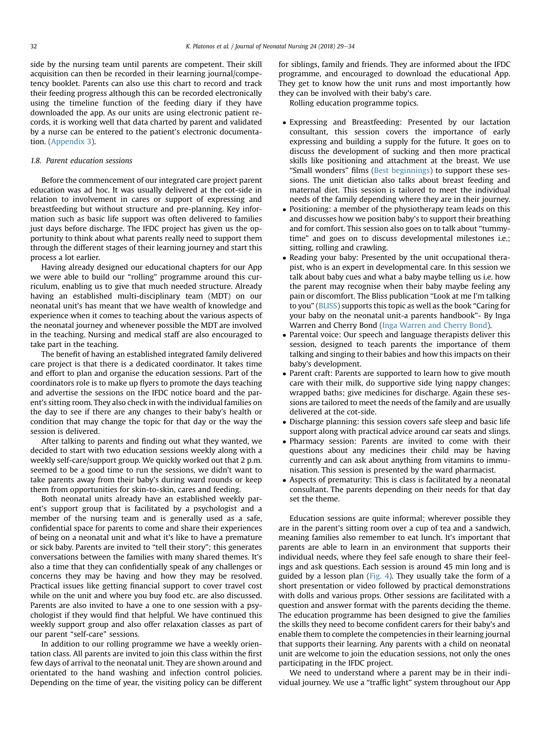side by the nursing team until parents are competent. Their skill acquisition can then be recorded in their learning journal/competency booklet. Parents can also use this chart to record and track their feeding progress although this can be recorded electronically using the timeline function of the feeding diary if they have downloaded the app. As our units are using electronic patient records, it is working well that data charted by parent and validated by a nurse can be entered to the patient's electronic documentation. (Appendix 3).

### 1.8. Parent education sessions

Before the commencement of our integrated care project parent education was ad hoc. It was usually delivered at the cot-side in relation to involvement in cares or support of expressing and breastfeeding but without structure and pre-planning. Key information such as basic life support was often delivered to families just days before discharge. The IFDC project has given us the opportunity to think about what parents really need to support them through the different stages of their learning journey and start this process a lot earlier.

Having already designed our educational chapters for our App we were able to build our "rolling" programme around this curriculum, enabling us to give that much needed structure. Already having an established multi-disciplinary team (MDT) on our neonatal unit's has meant that we have wealth of knowledge and experience when it comes to teaching about the various aspects of the neonatal journey and whenever possible the MDT are involved in the teaching. Nursing and medical staff are also encouraged to take part in the teaching.

The benefit of having an established integrated family delivered care project is that there is a dedicated coordinator. It takes time and effort to plan and organise the education sessions. Part of the coordinators role is to make up flyers to promote the days teaching and advertise the sessions on the IFDC notice board and the parent's sitting room. They also check in with the individual families on the day to see if there are any changes to their baby's health or condition that may change the topic for that day or the way the session is delivered.

After talking to parents and finding out what they wanted, we decided to start with two education sessions weekly along with a weekly self-care/support group. We quickly worked out that 2 p.m. seemed to be a good time to run the sessions, we didn't want to take parents away from their baby's during ward rounds or keep them from opportunities for skin-to-skin, cares and feeding.

Both neonatal units already have an established weekly parent's support group that is facilitated by a psychologist and a member of the nursing team and is generally used as a safe, confidential space for parents to come and share their experiences of being on a neonatal unit and what it's like to have a premature or sick baby. Parents are invited to "tell their story"; this generates conversations between the families with many shared themes. It's also a time that they can confidentially speak of any challenges or concerns they may be having and how they may be resolved. Practical issues like getting financial support to cover travel cost while on the unit and where you buy food etc. are also discussed. Parents are also invited to have a one to one session with a psychologist if they would find that helpful. We have continued this weekly support group and also offer relaxation classes as part of our parent "self-care" sessions.

In addition to our rolling programme we have a weekly orientation class. All parents are invited to join this class within the first few days of arrival to the neonatal unit. They are shown around and orientated to the hand washing and infection control policies. Depending on the time of year, the visiting policy can be different for siblings, family and friends. They are informed about the IFDC programme, and encouraged to download the educational App. They get to know how the unit runs and most importantly how they can be involved with their baby's care.

Rolling education programme topics.

- Expressing and Breastfeeding: Presented by our lactation consultant, this session covers the importance of early expressing and building a supply for the future. It goes on to discuss the development of sucking and then more practical skills like positioning and attachment at the breast. We use "Small wonders" films (Best beginnings) to support these sessions. The unit dietician also talks about breast feeding and maternal diet. This session is tailored to meet the individual needs of the family depending where they are in their journey.
- Positioning: a member of the physiotherapy team leads on this and discusses how we position baby's to support their breathing and for comfort. This session also goes on to talk about "tummy-time" and goes on to discuss developmental milestones i.e.; sitting, rolling and crawling.
- Reading your baby: Presented by the unit occupational therapist, who is an expert in developmental care. In this session we talk about baby cues and what a baby maybe telling us i.e. how the parent may recognise when their baby maybe feeling any pain or discomfort. The Bliss publication "Look at me I'm talking to you" (BLISS) supports this topic as well as the book "Caring for your baby on the neonatal unit-a parents handbook"- By Inga Warren and Cherry Bond (Inga Warren and Cherry Bond).
- Parental voice: Our speech and language therapists deliver this session, designed to teach parents the importance of them talking and singing to their babies and how this impacts on their baby's development.
- Parent craft: Parents are supported to learn how to give mouth care with their milk, do supportive side lying nappy changes; wrapped baths; give medicines for discharge. Again these sessions are tailored to meet the needs of the family and are usually delivered at the cot-side.
- Discharge planning: this session covers safe sleep and basic life support along with practical advice around car seats and slings.
- Pharmacy session: Parents are invited to come with their questions about any medicines their child may be having currently and can ask about anything from vitamins to immunisation. This session is presented by the ward pharmacist.
- Aspects of prematurity: This is class is facilitated by a neonatal consultant. The parents depending on their needs for that day set the theme.

Education sessions are quite informal; wherever possible they are in the parent's sitting room over a cup of tea and a sandwich, meaning families also remember to eat lunch. It's important that parents are able to learn in an environment that supports their individual needs, where they feel safe enough to share their feelings and ask questions. Each session is around 45 min long and is guided by a lesson plan (Fig. 4). They usually take the form of a short presentation or video followed by practical demonstrations with dolls and various props. Other sessions are facilitated with a question and answer format with the parents deciding the theme. The education programme has been designed to give the families the skills they need to become confident carers for their baby's and enable them to complete the competencies in their learning journal that supports their learning. Any parents with a child on neonatal unit are welcome to join the education sessions, not only the ones participating in the IFDC project.

We need to understand where a parent may be in their individual journey. We use a "traffic light" system throughout our App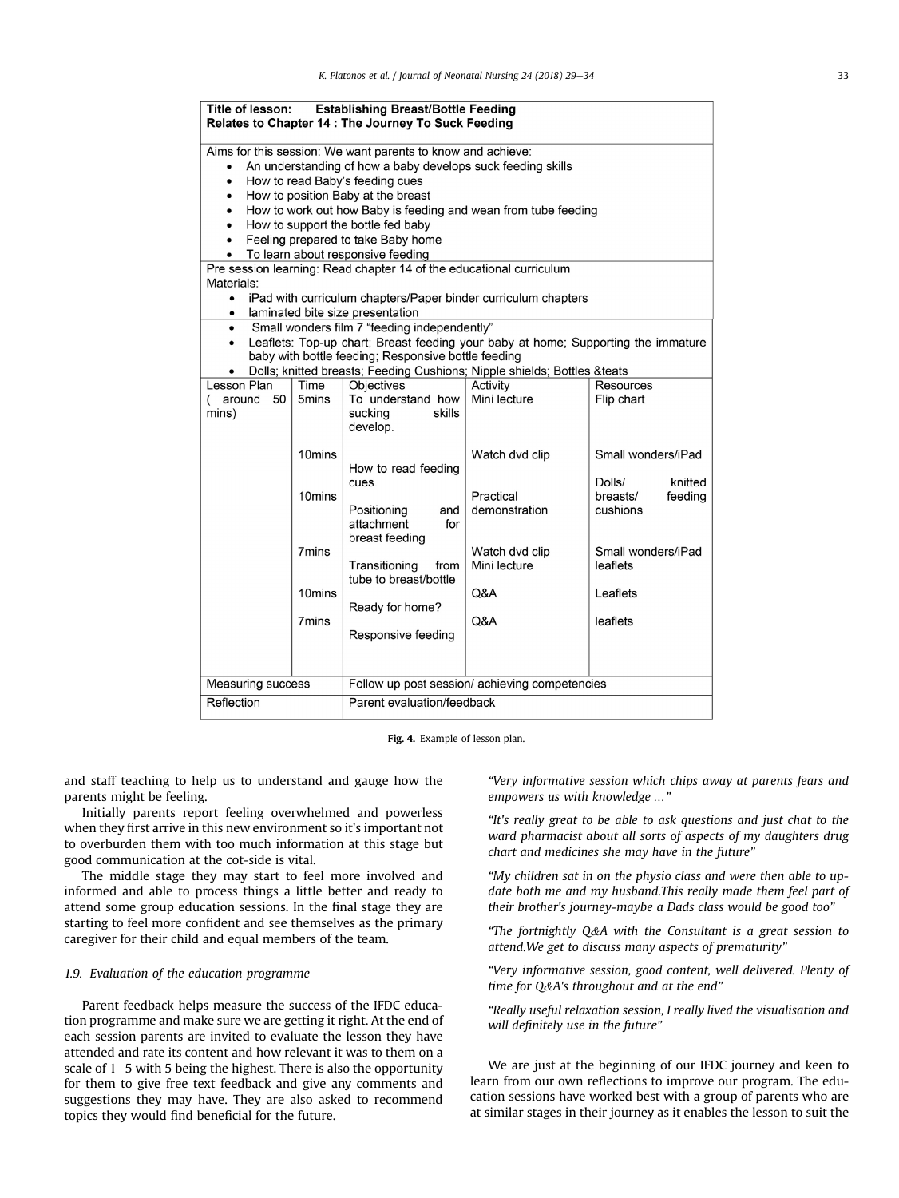| Title of lesson: **Establishing Breast/Bottle Feeding**<br>**Relates to Chapter 14 : The Journey To Suck Feeding** | | | | |
|---|---|---|---|---|
| Aims for this session: We want parents to know and achieve:<br>• An understanding of how a baby develops suck feeding skills<br>• How to read Baby's feeding cues<br>• How to position Baby at the breast<br>• How to work out how Baby is feeding and wean from tube feeding<br>• How to support the bottle fed baby<br>• Feeling prepared to take Baby home<br>• To learn about responsive feeding | | | | |
| Pre session learning: Read chapter 14 of the educational curriculum | | | | |
| Materials:<br>• iPad with curriculum chapters/Paper binder curriculum chapters<br>• laminated bite size presentation | | | | |
| • Small wonders film 7 "feeding independently"<br>• Leaflets: Top-up chart; Breast feeding your baby at home; Supporting the immature baby with bottle feeding; Responsive bottle feeding<br>• Dolls; knitted breasts; Feeding Cushions; Nipple shields; Bottles &teats | | | | |
| Lesson Plan ( around 50 mins) | Time | Objectives | Activity | Resources |
| | 5mins | To understand how sucking skills develop. | Mini lecture | Flip chart |
| | 10mins | How to read feeding cues. | Watch dvd clip | Small wonders/iPad |
| | 10mins | Positioning and attachment for breast feeding | Practical demonstration | Dolls/ knitted breasts/ feeding cushions |
| | 7mins | Transitioning from tube to breast/bottle | Watch dvd clip<br>Mini lecture | Small wonders/iPad<br>leaflets |
| | 10mins | Ready for home? | Q&A | Leaflets |
| | 7mins | Responsive feeding | Q&A | leaflets |
| Measuring success | | Follow up post session/ achieving competencies | | |
| Reflection | | Parent evaluation/feedback | | |

**Fig. 4.** Example of lesson plan.

and staff teaching to help us to understand and gauge how the parents might be feeling.

Initially parents report feeling overwhelmed and powerless when they first arrive in this new environment so it's important not to overburden them with too much information at this stage but good communication at the cot-side is vital.

The middle stage they may start to feel more involved and informed and able to process things a little better and ready to attend some group education sessions. In the final stage they are starting to feel more confident and see themselves as the primary caregiver for their child and equal members of the team.

### 1.9. Evaluation of the education programme

Parent feedback helps measure the success of the IFDC education programme and make sure we are getting it right. At the end of each session parents are invited to evaluate the lesson they have attended and rate its content and how relevant it was to them on a scale of 1–5 with 5 being the highest. There is also the opportunity for them to give free text feedback and give any comments and suggestions they may have. They are also asked to recommend topics they would find beneficial for the future.

*"Very informative session which chips away at parents fears and empowers us with knowledge …"*

*"It's really great to be able to ask questions and just chat to the ward pharmacist about all sorts of aspects of my daughters drug chart and medicines she may have in the future"*

*"My children sat in on the physio class and were then able to update both me and my husband.This really made them feel part of their brother's journey-maybe a Dads class would be good too"*

*"The fortnightly Q&A with the Consultant is a great session to attend.We get to discuss many aspects of prematurity"*

*"Very informative session, good content, well delivered. Plenty of time for Q&A's throughout and at the end"*

*"Really useful relaxation session, I really lived the visualisation and will definitely use in the future"*

We are just at the beginning of our IFDC journey and keen to learn from our own reflections to improve our program. The education sessions have worked best with a group of parents who are at similar stages in their journey as it enables the lesson to suit the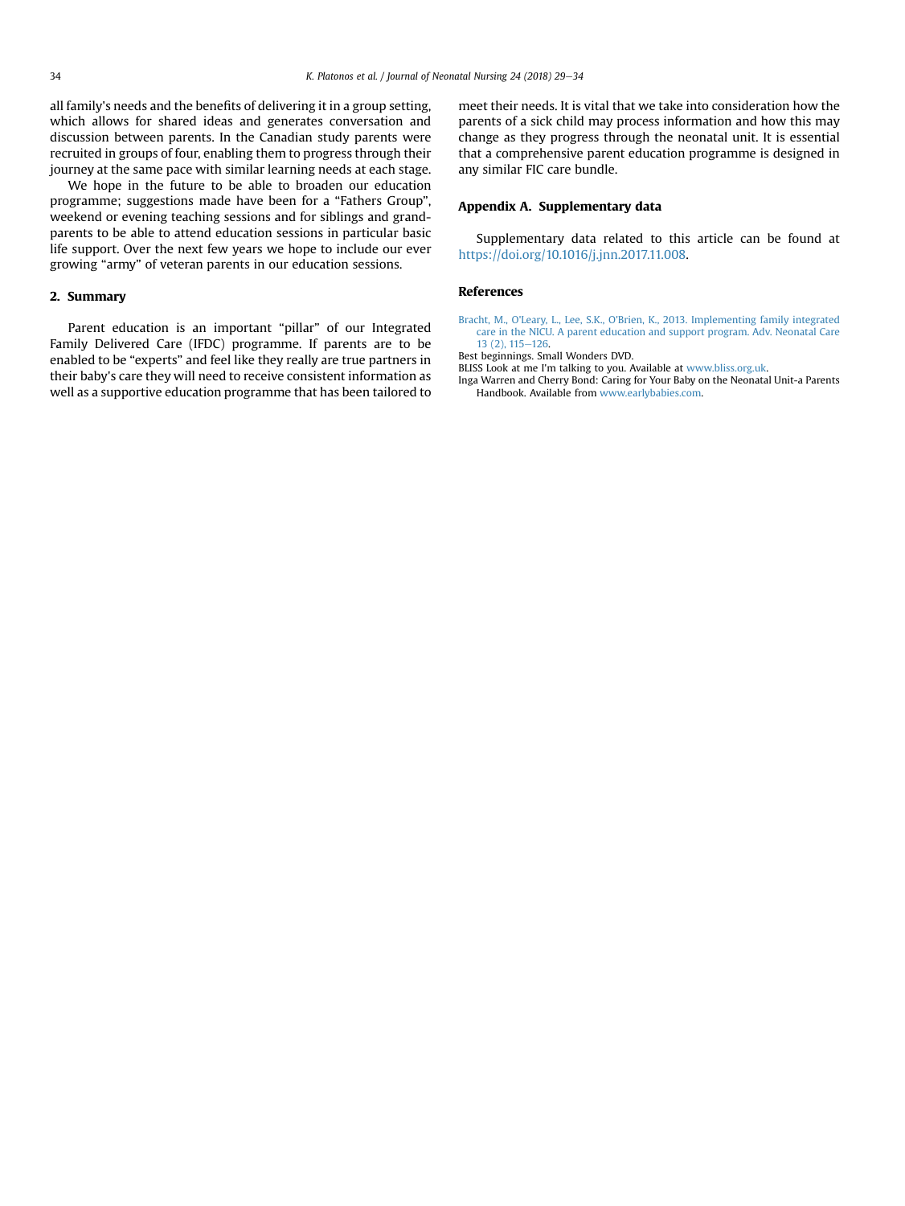all family's needs and the benefits of delivering it in a group setting, which allows for shared ideas and generates conversation and discussion between parents. In the Canadian study parents were recruited in groups of four, enabling them to progress through their journey at the same pace with similar learning needs at each stage.

We hope in the future to be able to broaden our education programme; suggestions made have been for a "Fathers Group", weekend or evening teaching sessions and for siblings and grandparents to be able to attend education sessions in particular basic life support. Over the next few years we hope to include our ever growing "army" of veteran parents in our education sessions.

## 2. Summary

Parent education is an important "pillar" of our Integrated Family Delivered Care (IFDC) programme. If parents are to be enabled to be "experts" and feel like they really are true partners in their baby's care they will need to receive consistent information as well as a supportive education programme that has been tailored to meet their needs. It is vital that we take into consideration how the parents of a sick child may process information and how this may change as they progress through the neonatal unit. It is essential that a comprehensive parent education programme is designed in any similar FIC care bundle.

## Appendix A. Supplementary data

Supplementary data related to this article can be found at https://doi.org/10.1016/j.jnn.2017.11.008.

## References

Bracht, M., O'Leary, L., Lee, S.K., O'Brien, K., 2013. Implementing family integrated care in the NICU. A parent education and support program. Adv. Neonatal Care 13 (2), 115–126.

Best beginnings. Small Wonders DVD.

BLISS Look at me I'm talking to you. Available at www.bliss.org.uk.

Inga Warren and Cherry Bond: Caring for Your Baby on the Neonatal Unit-a Parents Handbook. Available from www.earlybabies.com.